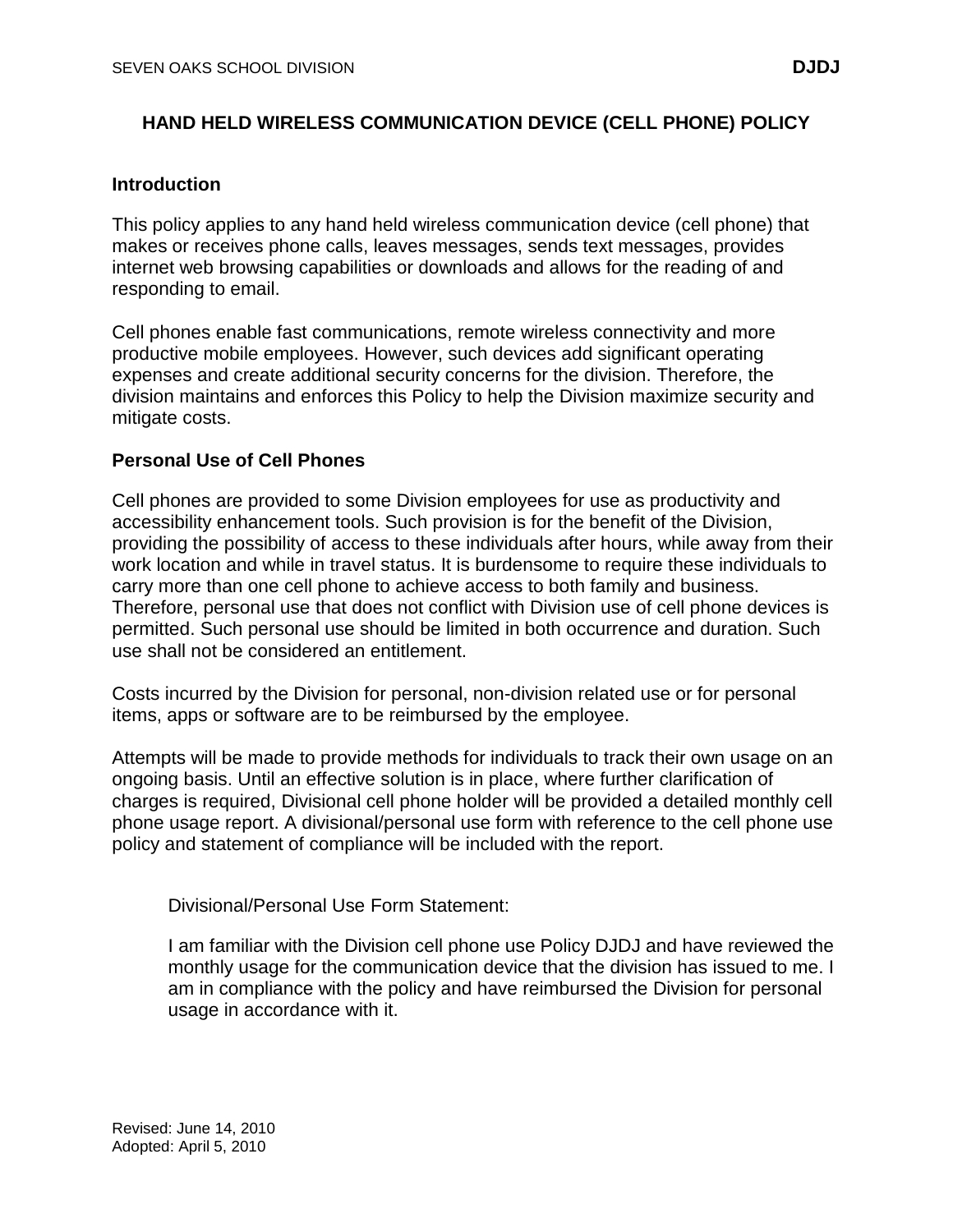# HAND HELD WIRELESS COMMUNICATION DEVICE (CELL PHONE) POLICY

## Introduction

This policy applies to any hand held wireless communication device (cell phone) that makes or receives phone calls, leaves messages, sends text messages, provides internet web browsing capabilities or downloads and allows for the reading of and responding to email.

Cell phones enable fast communications, remote wireless connectivity and more productive mobile employees. However, such devices add significant operating expenses and create additional security concerns for the division. Therefore, the division maintains and enforces this Policy to help the Division maximize security and mitigate costs.

## Personal Use of Cell Phones

Cell phones are provided to some Division employees for use as productivity and accessibility enhancement tools. Such provision is for the benefit of the Division, providing the possibility of access to these individuals after hours, while away from their work location and while in travel status. It is burdensome to require these individuals to carry more than one cell phone to achieve access to both family and business. Therefore, personal use that does not conflict with Division use of cell phone devices is permitted. Such personal use should be limited in both occurrence and duration. Such use shall not be considered an entitlement.

Costs incurred by the Division for personal, non-division related use or for personal items, apps or software are to be reimbursed by the employee.

Attempts will be made to provide methods for individuals to track their own usage on an ongoing basis. Until an effective solution is in place, where further clarification of charges is required, Divisional cell phone holder will be provided a detailed monthly cell phone usage report. A divisional/personal use form with reference to the cell phone use policy and statement of compliance will be included with the report.

> Divisional/Personal Use Form Statement:
>
> I am familiar with the Division cell phone use Policy DJDJ and have reviewed the monthly usage for the communication device that the division has issued to me. I am in compliance with the policy and have reimbursed the Division for personal usage in accordance with it.

Revised: June 14, 2010
Adopted: April 5, 2010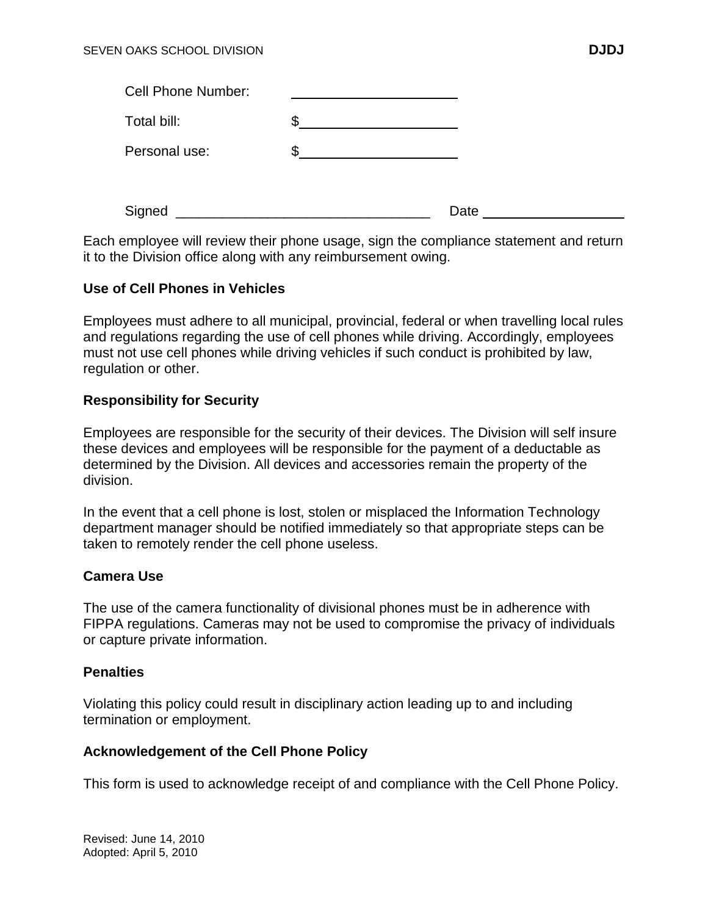Cell Phone Number: ______________________

Total bill: $____________________

Personal use: $____________________

Signed _________________________________ Date __________________

Each employee will review their phone usage, sign the compliance statement and return it to the Division office along with any reimbursement owing.

**Use of Cell Phones in Vehicles**

Employees must adhere to all municipal, provincial, federal or when travelling local rules and regulations regarding the use of cell phones while driving. Accordingly, employees must not use cell phones while driving vehicles if such conduct is prohibited by law, regulation or other.

**Responsibility for Security**

Employees are responsible for the security of their devices. The Division will self insure these devices and employees will be responsible for the payment of a deductable as determined by the Division. All devices and accessories remain the property of the division.

In the event that a cell phone is lost, stolen or misplaced the Information Technology department manager should be notified immediately so that appropriate steps can be taken to remotely render the cell phone useless.

**Camera Use**

The use of the camera functionality of divisional phones must be in adherence with FIPPA regulations. Cameras may not be used to compromise the privacy of individuals or capture private information.

**Penalties**

Violating this policy could result in disciplinary action leading up to and including termination or employment.

**Acknowledgement of the Cell Phone Policy**

This form is used to acknowledge receipt of and compliance with the Cell Phone Policy.

Revised: June 14, 2010
Adopted: April 5, 2010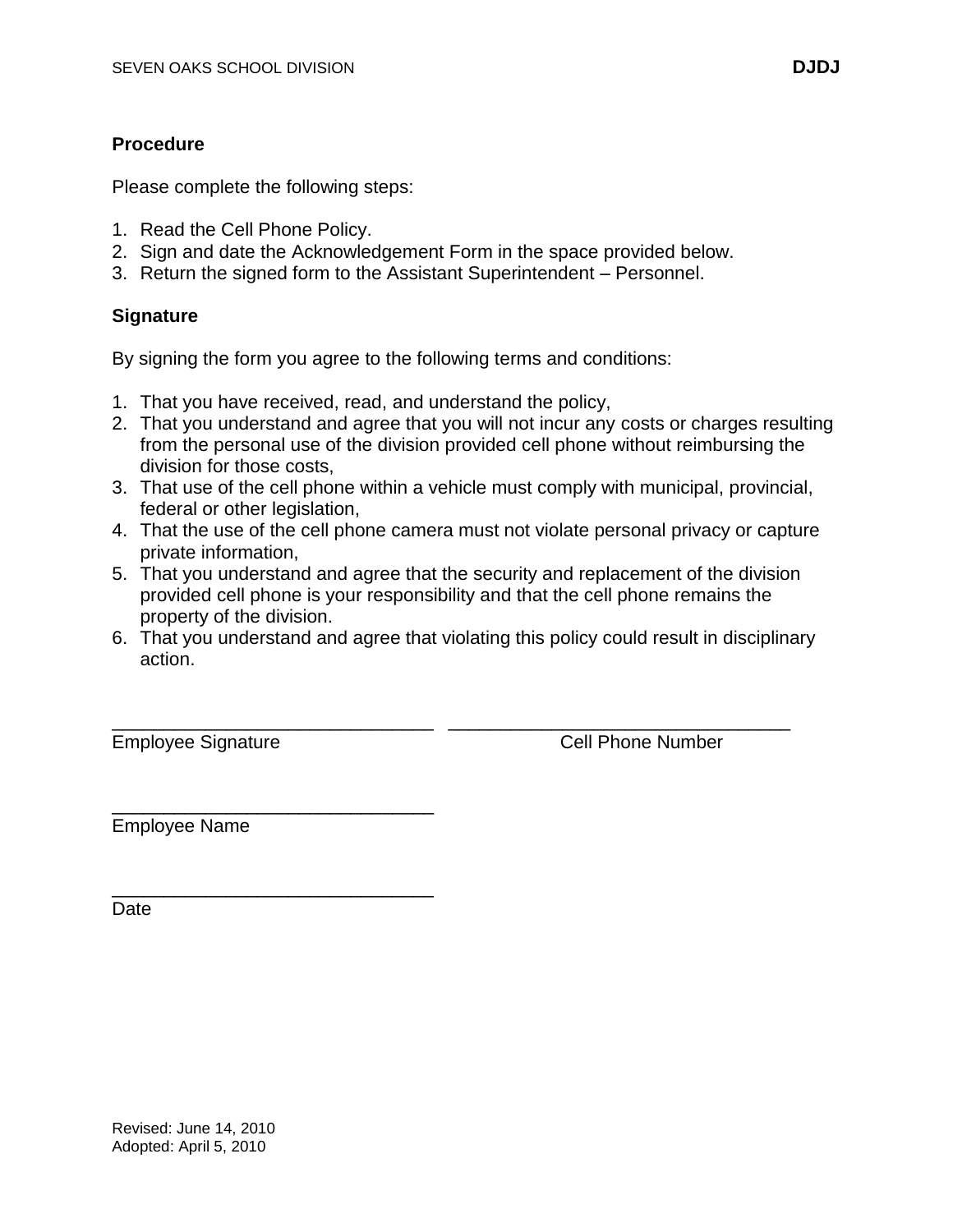### Procedure

Please complete the following steps:

1. Read the Cell Phone Policy.
2. Sign and date the Acknowledgement Form in the space provided below.
3. Return the signed form to the Assistant Superintendent – Personnel.

### Signature

By signing the form you agree to the following terms and conditions:

1. That you have received, read, and understand the policy,
2. That you understand and agree that you will not incur any costs or charges resulting from the personal use of the division provided cell phone without reimbursing the division for those costs,
3. That use of the cell phone within a vehicle must comply with municipal, provincial, federal or other legislation,
4. That the use of the cell phone camera must not violate personal privacy or capture private information,
5. That you understand and agree that the security and replacement of the division provided cell phone is your responsibility and that the cell phone remains the property of the division.
6. That you understand and agree that violating this policy could result in disciplinary action.

_______________________________ _________________________________
Employee Signature Cell Phone Number

_______________________________
Employee Name

_______________________________
Date

Revised: June 14, 2010
Adopted: April 5, 2010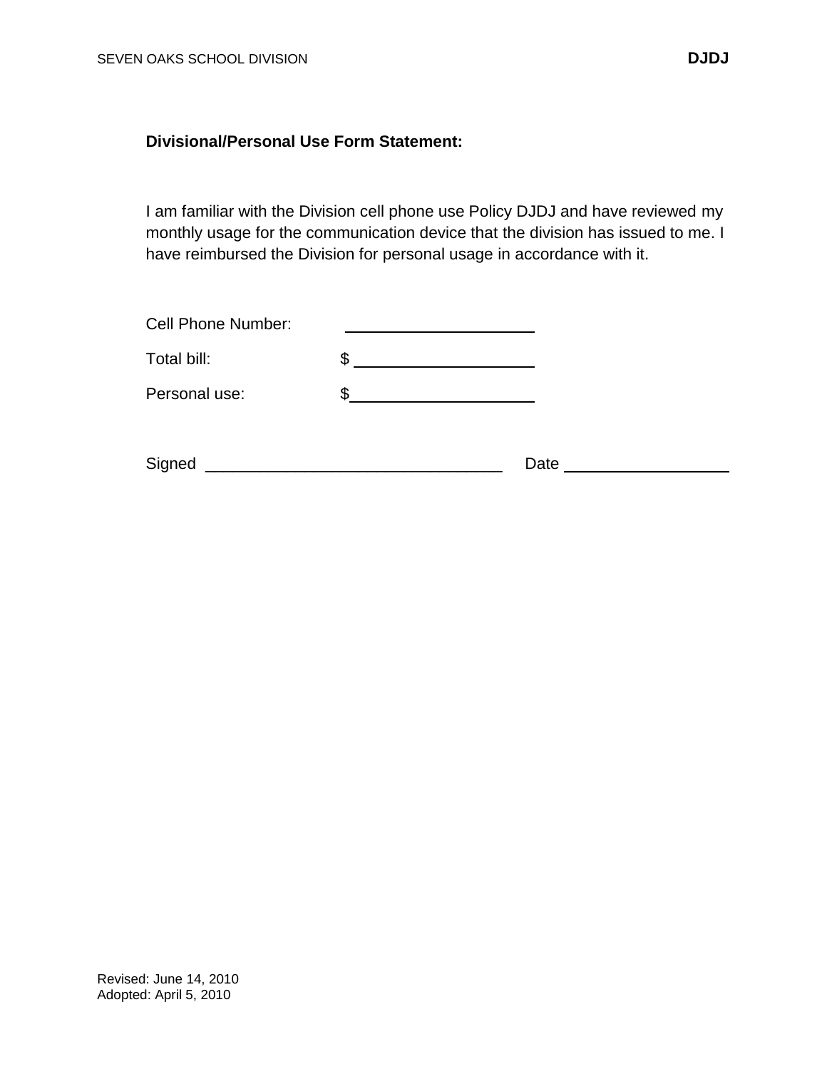**Divisional/Personal Use Form Statement:**

I am familiar with the Division cell phone use Policy DJDJ and have reviewed my monthly usage for the communication device that the division has issued to me. I have reimbursed the Division for personal usage in accordance with it.

Cell Phone Number: ____________________

Total bill: $ ____________________

Personal use: $____________________

Signed ________________________________ Date ________________

Revised: June 14, 2010
Adopted: April 5, 2010